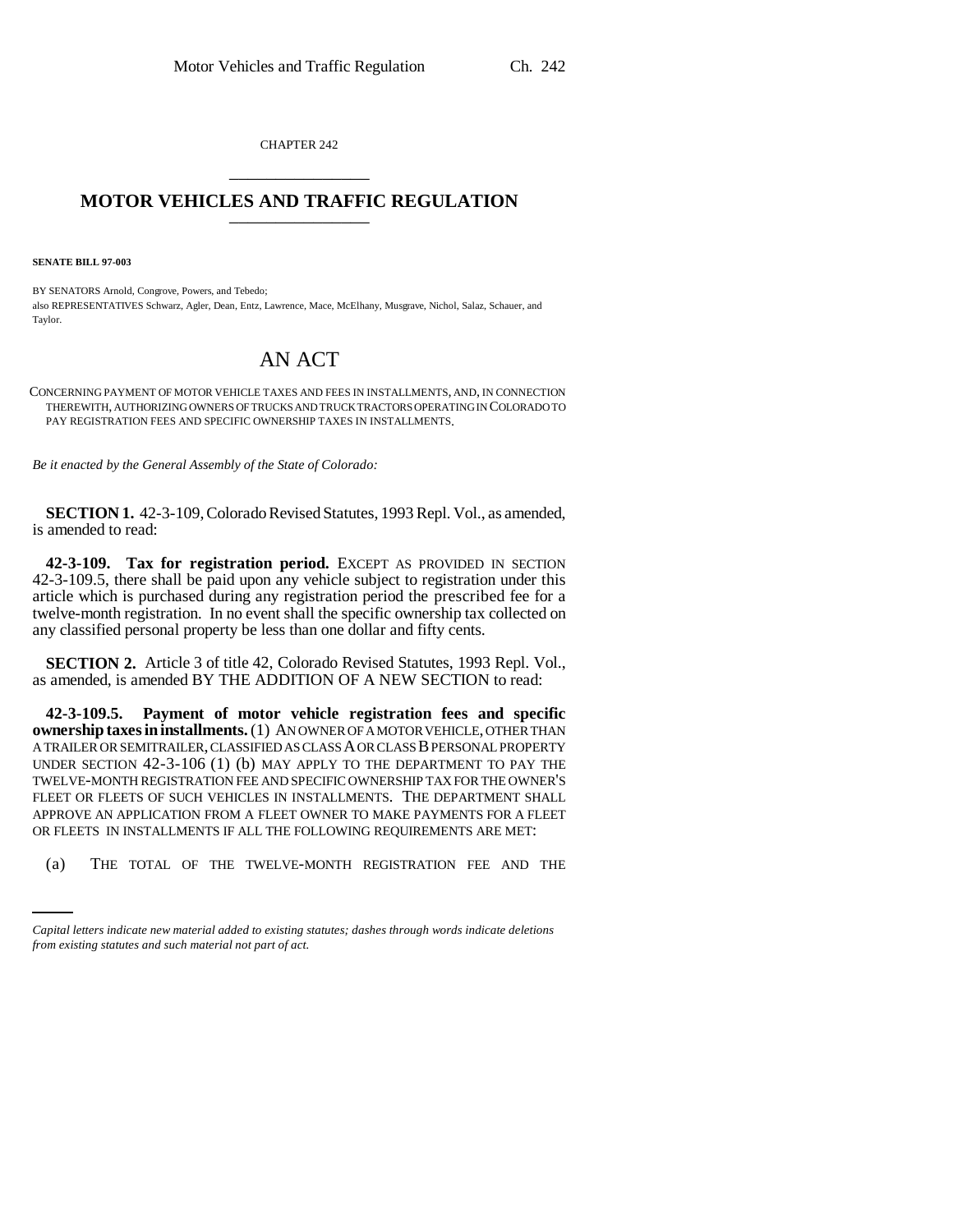CHAPTER 242

# MOTOR VEHICLES AND TRAFFIC REGULATION

**SENATE BILL 97-003**

BY SENATORS Arnold, Congrove, Powers, and Tebedo;
also REPRESENTATIVES Schwarz, Agler, Dean, Entz, Lawrence, Mace, McElhany, Musgrave, Nichol, Salaz, Schauer, and Taylor.

## AN ACT

CONCERNING PAYMENT OF MOTOR VEHICLE TAXES AND FEES IN INSTALLMENTS, AND, IN CONNECTION THEREWITH, AUTHORIZING OWNERS OF TRUCKS AND TRUCK TRACTORS OPERATING IN COLORADO TO PAY REGISTRATION FEES AND SPECIFIC OWNERSHIP TAXES IN INSTALLMENTS.

*Be it enacted by the General Assembly of the State of Colorado:*

**SECTION 1.** 42-3-109, Colorado Revised Statutes, 1993 Repl. Vol., as amended, is amended to read:

**42-3-109. Tax for registration period.** EXCEPT AS PROVIDED IN SECTION 42-3-109.5, there shall be paid upon any vehicle subject to registration under this article which is purchased during any registration period the prescribed fee for a twelve-month registration. In no event shall the specific ownership tax collected on any classified personal property be less than one dollar and fifty cents.

**SECTION 2.** Article 3 of title 42, Colorado Revised Statutes, 1993 Repl. Vol., as amended, is amended BY THE ADDITION OF A NEW SECTION to read:

**42-3-109.5. Payment of motor vehicle registration fees and specific ownership taxes in installments.** (1) AN OWNER OF A MOTOR VEHICLE, OTHER THAN A TRAILER OR SEMITRAILER, CLASSIFIED AS CLASS A OR CLASS B PERSONAL PROPERTY UNDER SECTION 42-3-106 (1) (b) MAY APPLY TO THE DEPARTMENT TO PAY THE TWELVE-MONTH REGISTRATION FEE AND SPECIFIC OWNERSHIP TAX FOR THE OWNER'S FLEET OR FLEETS OF SUCH VEHICLES IN INSTALLMENTS. THE DEPARTMENT SHALL APPROVE AN APPLICATION FROM A FLEET OWNER TO MAKE PAYMENTS FOR A FLEET OR FLEETS IN INSTALLMENTS IF ALL THE FOLLOWING REQUIREMENTS ARE MET:

(a) THE TOTAL OF THE TWELVE-MONTH REGISTRATION FEE AND THE

*Capital letters indicate new material added to existing statutes; dashes through words indicate deletions from existing statutes and such material not part of act.*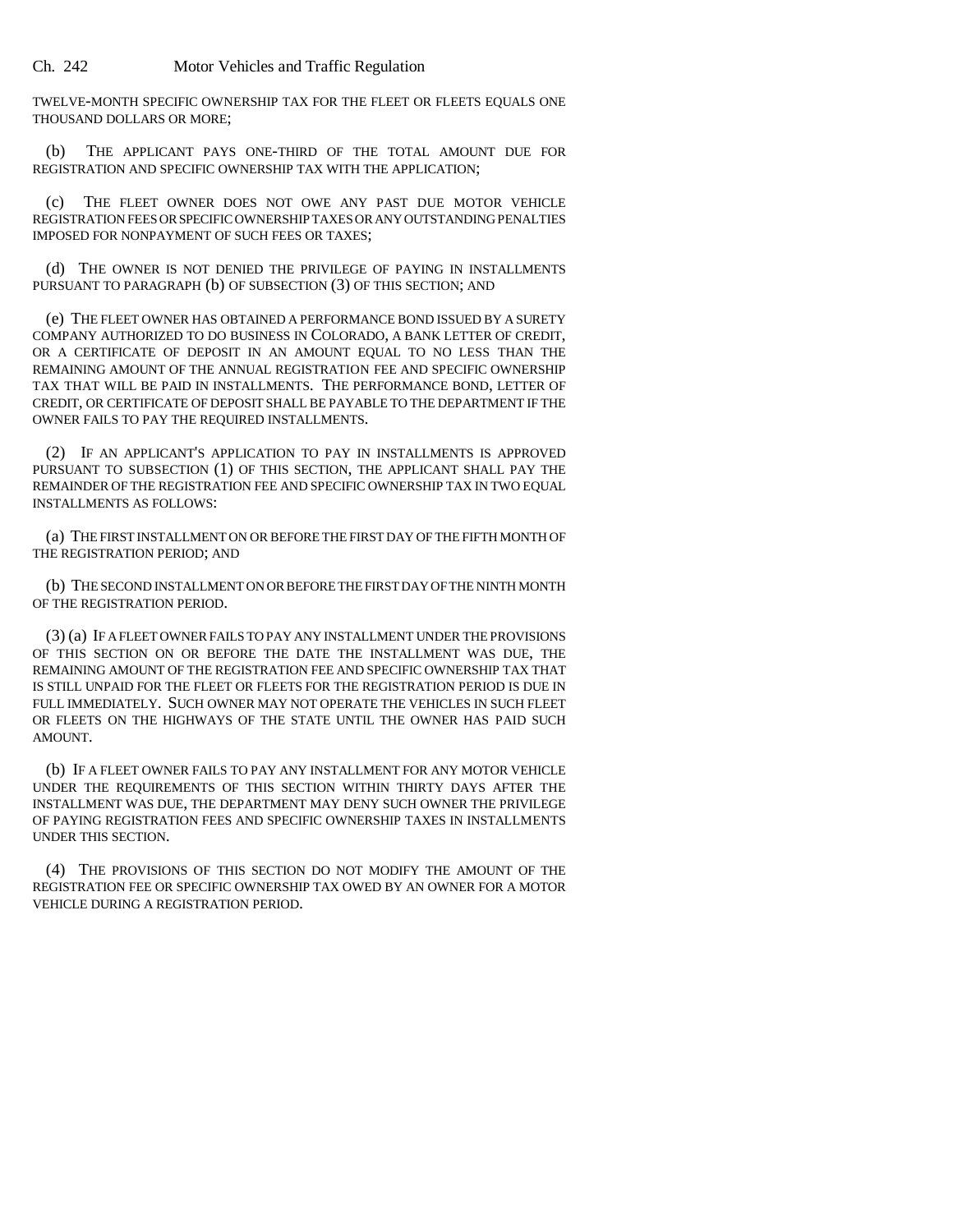TWELVE-MONTH SPECIFIC OWNERSHIP TAX FOR THE FLEET OR FLEETS EQUALS ONE THOUSAND DOLLARS OR MORE;

(b) THE APPLICANT PAYS ONE-THIRD OF THE TOTAL AMOUNT DUE FOR REGISTRATION AND SPECIFIC OWNERSHIP TAX WITH THE APPLICATION;

(c) THE FLEET OWNER DOES NOT OWE ANY PAST DUE MOTOR VEHICLE REGISTRATION FEES OR SPECIFIC OWNERSHIP TAXES OR ANY OUTSTANDING PENALTIES IMPOSED FOR NONPAYMENT OF SUCH FEES OR TAXES;

(d) THE OWNER IS NOT DENIED THE PRIVILEGE OF PAYING IN INSTALLMENTS PURSUANT TO PARAGRAPH (b) OF SUBSECTION (3) OF THIS SECTION; AND

(e) THE FLEET OWNER HAS OBTAINED A PERFORMANCE BOND ISSUED BY A SURETY COMPANY AUTHORIZED TO DO BUSINESS IN COLORADO, A BANK LETTER OF CREDIT, OR A CERTIFICATE OF DEPOSIT IN AN AMOUNT EQUAL TO NO LESS THAN THE REMAINING AMOUNT OF THE ANNUAL REGISTRATION FEE AND SPECIFIC OWNERSHIP TAX THAT WILL BE PAID IN INSTALLMENTS. THE PERFORMANCE BOND, LETTER OF CREDIT, OR CERTIFICATE OF DEPOSIT SHALL BE PAYABLE TO THE DEPARTMENT IF THE OWNER FAILS TO PAY THE REQUIRED INSTALLMENTS.

(2) IF AN APPLICANT'S APPLICATION TO PAY IN INSTALLMENTS IS APPROVED PURSUANT TO SUBSECTION (1) OF THIS SECTION, THE APPLICANT SHALL PAY THE REMAINDER OF THE REGISTRATION FEE AND SPECIFIC OWNERSHIP TAX IN TWO EQUAL INSTALLMENTS AS FOLLOWS:

(a) THE FIRST INSTALLMENT ON OR BEFORE THE FIRST DAY OF THE FIFTH MONTH OF THE REGISTRATION PERIOD; AND

(b) THE SECOND INSTALLMENT ON OR BEFORE THE FIRST DAY OF THE NINTH MONTH OF THE REGISTRATION PERIOD.

(3) (a) IF A FLEET OWNER FAILS TO PAY ANY INSTALLMENT UNDER THE PROVISIONS OF THIS SECTION ON OR BEFORE THE DATE THE INSTALLMENT WAS DUE, THE REMAINING AMOUNT OF THE REGISTRATION FEE AND SPECIFIC OWNERSHIP TAX THAT IS STILL UNPAID FOR THE FLEET OR FLEETS FOR THE REGISTRATION PERIOD IS DUE IN FULL IMMEDIATELY. SUCH OWNER MAY NOT OPERATE THE VEHICLES IN SUCH FLEET OR FLEETS ON THE HIGHWAYS OF THE STATE UNTIL THE OWNER HAS PAID SUCH AMOUNT.

(b) IF A FLEET OWNER FAILS TO PAY ANY INSTALLMENT FOR ANY MOTOR VEHICLE UNDER THE REQUIREMENTS OF THIS SECTION WITHIN THIRTY DAYS AFTER THE INSTALLMENT WAS DUE, THE DEPARTMENT MAY DENY SUCH OWNER THE PRIVILEGE OF PAYING REGISTRATION FEES AND SPECIFIC OWNERSHIP TAXES IN INSTALLMENTS UNDER THIS SECTION.

(4) THE PROVISIONS OF THIS SECTION DO NOT MODIFY THE AMOUNT OF THE REGISTRATION FEE OR SPECIFIC OWNERSHIP TAX OWED BY AN OWNER FOR A MOTOR VEHICLE DURING A REGISTRATION PERIOD.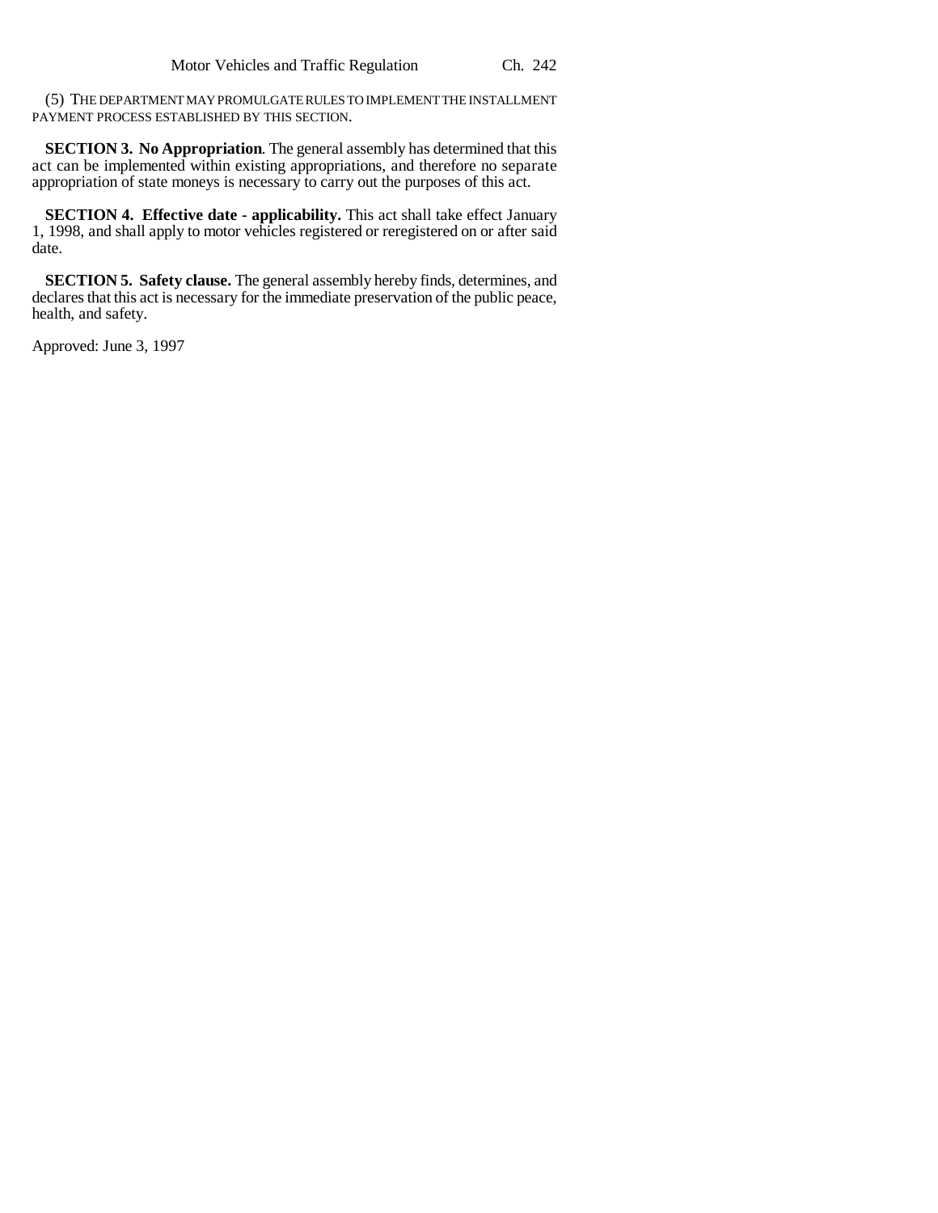(5) THE DEPARTMENT MAY PROMULGATE RULES TO IMPLEMENT THE INSTALLMENT PAYMENT PROCESS ESTABLISHED BY THIS SECTION.

**SECTION 3. No Appropriation**. The general assembly has determined that this act can be implemented within existing appropriations, and therefore no separate appropriation of state moneys is necessary to carry out the purposes of this act.

**SECTION 4. Effective date - applicability.** This act shall take effect January 1, 1998, and shall apply to motor vehicles registered or reregistered on or after said date.

**SECTION 5. Safety clause.** The general assembly hereby finds, determines, and declares that this act is necessary for the immediate preservation of the public peace, health, and safety.

Approved: June 3, 1997